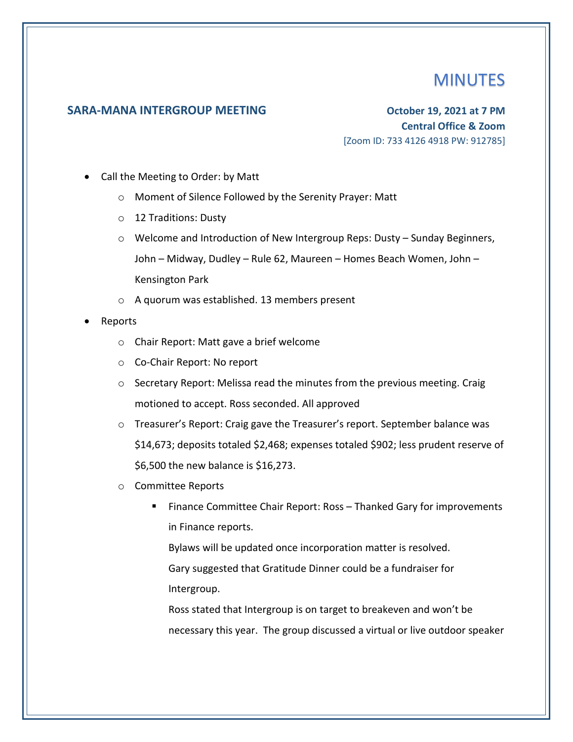# MINUTES

## SARA-MANA INTERGROUP MEETING

**October 19, 2021 at 7 PM**
**Central Office & Zoom**
[Zoom ID: 733 4126 4918 PW: 912785]

- Call the Meeting to Order: by Matt
  - Moment of Silence Followed by the Serenity Prayer: Matt
  - 12 Traditions: Dusty
  - Welcome and Introduction of New Intergroup Reps: Dusty – Sunday Beginners, John – Midway, Dudley – Rule 62, Maureen – Homes Beach Women, John – Kensington Park
  - A quorum was established. 13 members present
- Reports
  - Chair Report: Matt gave a brief welcome
  - Co-Chair Report: No report
  - Secretary Report: Melissa read the minutes from the previous meeting. Craig motioned to accept. Ross seconded. All approved
  - Treasurer's Report: Craig gave the Treasurer's report. September balance was $14,673; deposits totaled $2,468; expenses totaled $902; less prudent reserve of $6,500 the new balance is $16,273.
  - Committee Reports
    - Finance Committee Chair Report: Ross – Thanked Gary for improvements in Finance reports.

      Bylaws will be updated once incorporation matter is resolved.

      Gary suggested that Gratitude Dinner could be a fundraiser for Intergroup.

      Ross stated that Intergroup is on target to breakeven and won't be necessary this year. The group discussed a virtual or live outdoor speaker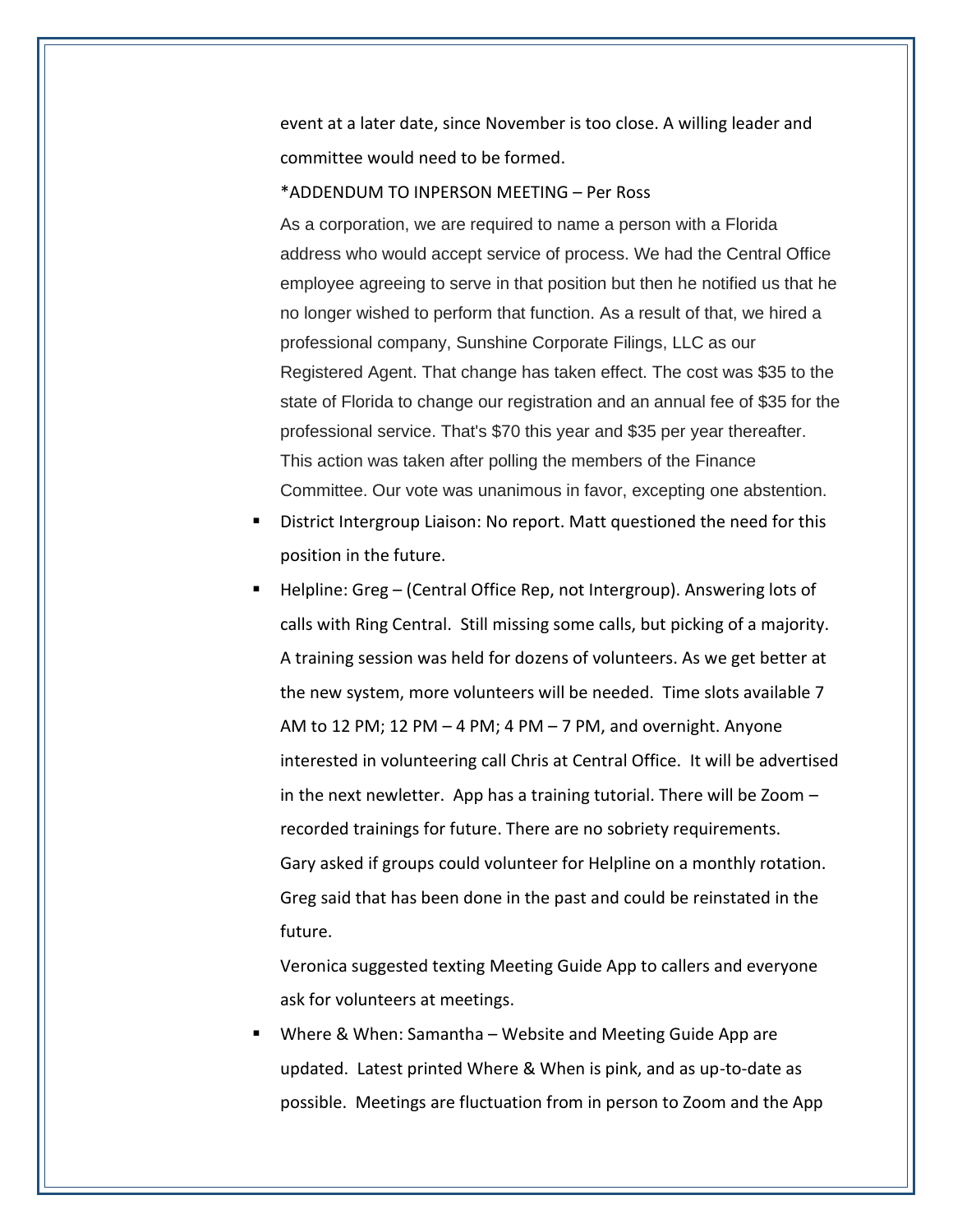event at a later date, since November is too close. A willing leader and committee would need to be formed.

*ADDENDUM TO INPERSON MEETING – Per Ross

As a corporation, we are required to name a person with a Florida address who would accept service of process. We had the Central Office employee agreeing to serve in that position but then he notified us that he no longer wished to perform that function. As a result of that, we hired a professional company, Sunshine Corporate Filings, LLC as our Registered Agent. That change has taken effect. The cost was $35 to the state of Florida to change our registration and an annual fee of $35 for the professional service. That's $70 this year and $35 per year thereafter. This action was taken after polling the members of the Finance Committee. Our vote was unanimous in favor, excepting one abstention.

- District Intergroup Liaison: No report. Matt questioned the need for this position in the future.
- Helpline: Greg – (Central Office Rep, not Intergroup). Answering lots of calls with Ring Central. Still missing some calls, but picking of a majority. A training session was held for dozens of volunteers. As we get better at the new system, more volunteers will be needed. Time slots available 7 AM to 12 PM; 12 PM – 4 PM; 4 PM – 7 PM, and overnight. Anyone interested in volunteering call Chris at Central Office. It will be advertised in the next newletter. App has a training tutorial. There will be Zoom – recorded trainings for future. There are no sobriety requirements.

  Gary asked if groups could volunteer for Helpline on a monthly rotation. Greg said that has been done in the past and could be reinstated in the future.

  Veronica suggested texting Meeting Guide App to callers and everyone ask for volunteers at meetings.
- Where & When: Samantha – Website and Meeting Guide App are updated. Latest printed Where & When is pink, and as up-to-date as possible. Meetings are fluctuation from in person to Zoom and the App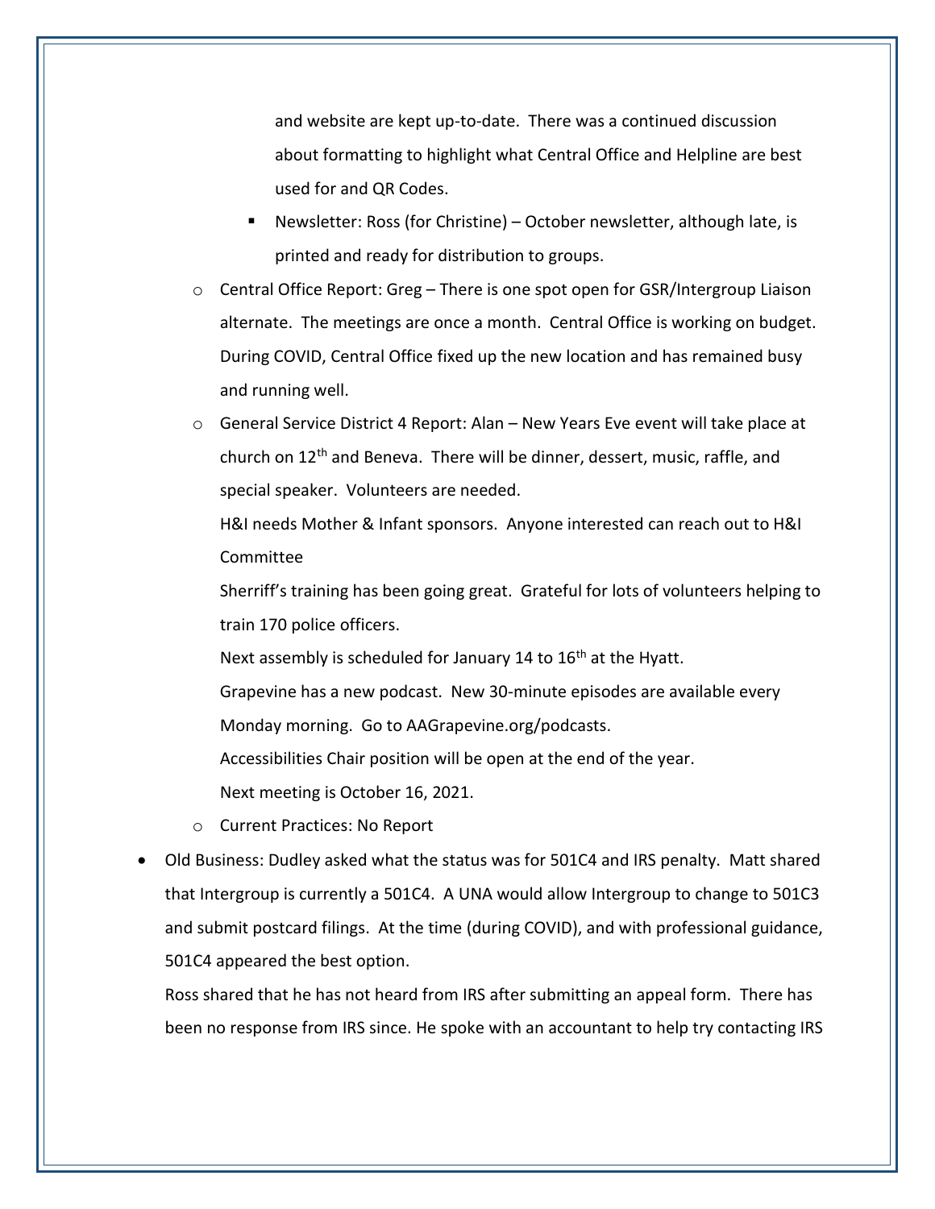and website are kept up-to-date. There was a continued discussion about formatting to highlight what Central Office and Helpline are best used for and QR Codes.

    - Newsletter: Ross (for Christine) – October newsletter, although late, is printed and ready for distribution to groups.

  - Central Office Report: Greg – There is one spot open for GSR/Intergroup Liaison alternate. The meetings are once a month. Central Office is working on budget. During COVID, Central Office fixed up the new location and has remained busy and running well.
  - General Service District 4 Report: Alan – New Years Eve event will take place at church on 12th and Beneva. There will be dinner, dessert, music, raffle, and special speaker. Volunteers are needed.

    H&I needs Mother & Infant sponsors. Anyone interested can reach out to H&I Committee

    Sherriff's training has been going great. Grateful for lots of volunteers helping to train 170 police officers.

    Next assembly is scheduled for January 14 to 16th at the Hyatt.

    Grapevine has a new podcast. New 30-minute episodes are available every Monday morning. Go to AAGrapevine.org/podcasts.

    Accessibilities Chair position will be open at the end of the year.

    Next meeting is October 16, 2021.
  - Current Practices: No Report

- Old Business: Dudley asked what the status was for 501C4 and IRS penalty. Matt shared that Intergroup is currently a 501C4. A UNA would allow Intergroup to change to 501C3 and submit postcard filings. At the time (during COVID), and with professional guidance, 501C4 appeared the best option.

  Ross shared that he has not heard from IRS after submitting an appeal form. There has been no response from IRS since. He spoke with an accountant to help try contacting IRS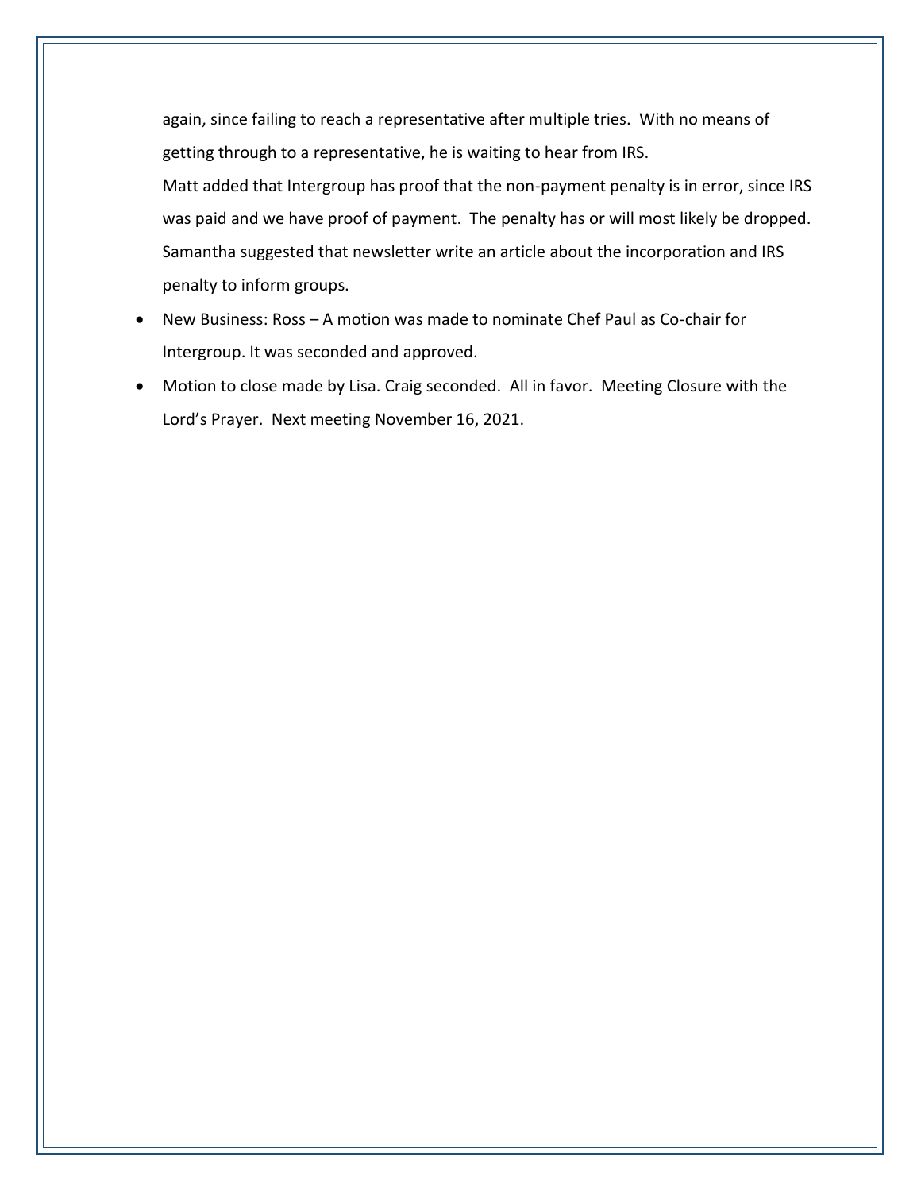again, since failing to reach a representative after multiple tries. With no means of getting through to a representative, he is waiting to hear from IRS.
Matt added that Intergroup has proof that the non-payment penalty is in error, since IRS was paid and we have proof of payment. The penalty has or will most likely be dropped. Samantha suggested that newsletter write an article about the incorporation and IRS penalty to inform groups.

- New Business: Ross – A motion was made to nominate Chef Paul as Co-chair for Intergroup. It was seconded and approved.
- Motion to close made by Lisa. Craig seconded. All in favor. Meeting Closure with the Lord's Prayer. Next meeting November 16, 2021.